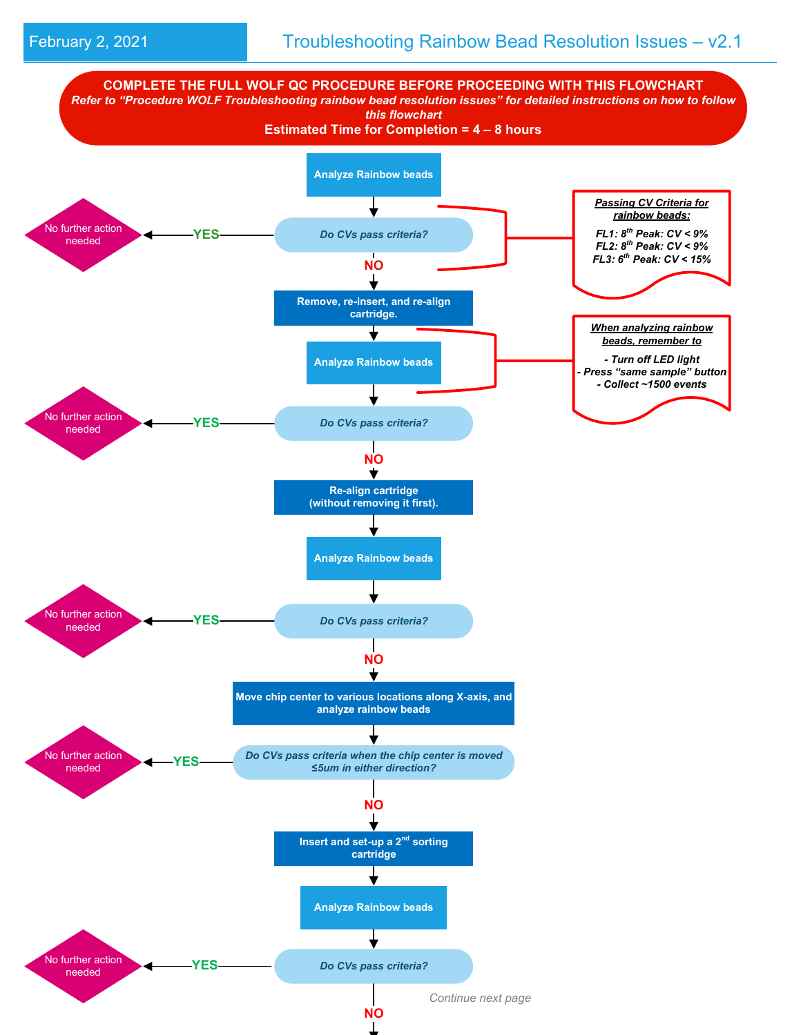February 2, 2021

# Troubleshooting Rainbow Bead Resolution Issues – v2.1

**COMPLETE THE FULL WOLF QC PROCEDURE BEFORE PROCEEDING WITH THIS FLOWCHART**

***Refer to "Procedure WOLF Troubleshooting rainbow bead resolution issues" for detailed instructions on how to follow this flowchart***

**Estimated Time for Completion = 4 – 8 hours**

**Passing CV Criteria for rainbow beads:**

- FL1: 8th Peak: CV < 9%
- FL2: 8th Peak: CV < 9%
- FL3: 6th Peak: CV < 15%

**When analyzing rainbow beads, remember to**

- Turn off LED light
- Press "same sample" button
- Collect ~1500 events

---

1. **Analyze Rainbow beads**
2. *Do CVs pass criteria?*
   - YES → No further action needed
   - NO ↓
3. **Remove, re-insert, and re-align cartridge.**
4. **Analyze Rainbow beads**
5. *Do CVs pass criteria?*
   - YES → No further action needed
   - NO ↓
6. **Re-align cartridge (without removing it first).**
7. **Analyze Rainbow beads**
8. *Do CVs pass criteria?*
   - YES → No further action needed
   - NO ↓
9. **Move chip center to various locations along X-axis, and analyze rainbow beads**
10. *Do CVs pass criteria when the chip center is moved ≤5um in either direction?*
    - YES → No further action needed
    - NO ↓
11. **Insert and set-up a 2nd sorting cartridge**
12. **Analyze Rainbow beads**
13. *Do CVs pass criteria?*
    - YES → No further action needed
    - NO ↓

Continue next page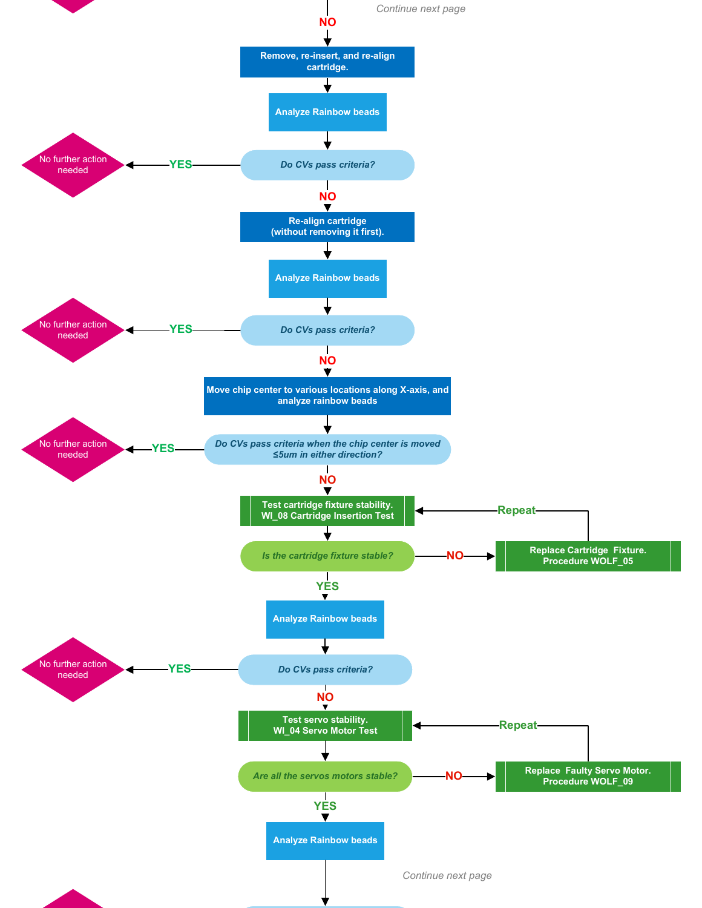Continue next page

NO

**Remove, re-insert, and re-align cartridge.**

**Analyze Rainbow beads**

*Do CVs pass criteria?*

- YES → No further action needed
- NO ↓

**Re-align cartridge (without removing it first).**

**Analyze Rainbow beads**

*Do CVs pass criteria?*

- YES → No further action needed
- NO ↓

**Move chip center to various locations along X-axis, and analyze rainbow beads**

*Do CVs pass criteria when the chip center is moved ≤5um in either direction?*

- YES → No further action needed
- NO ↓

**Test cartridge fixture stability. WI_08 Cartridge Insertion Test**

*Is the cartridge fixture stable?*

- NO → **Replace Cartridge Fixture. Procedure WOLF_05** → Repeat (return to Test cartridge fixture stability)
- YES ↓

**Analyze Rainbow beads**

*Do CVs pass criteria?*

- YES → No further action needed
- NO ↓

**Test servo stability. WI_04 Servo Motor Test**

*Are all the servos motors stable?*

- NO → **Replace Faulty Servo Motor. Procedure WOLF_09** → Repeat (return to Test servo stability)
- YES ↓

**Analyze Rainbow beads**

Continue next page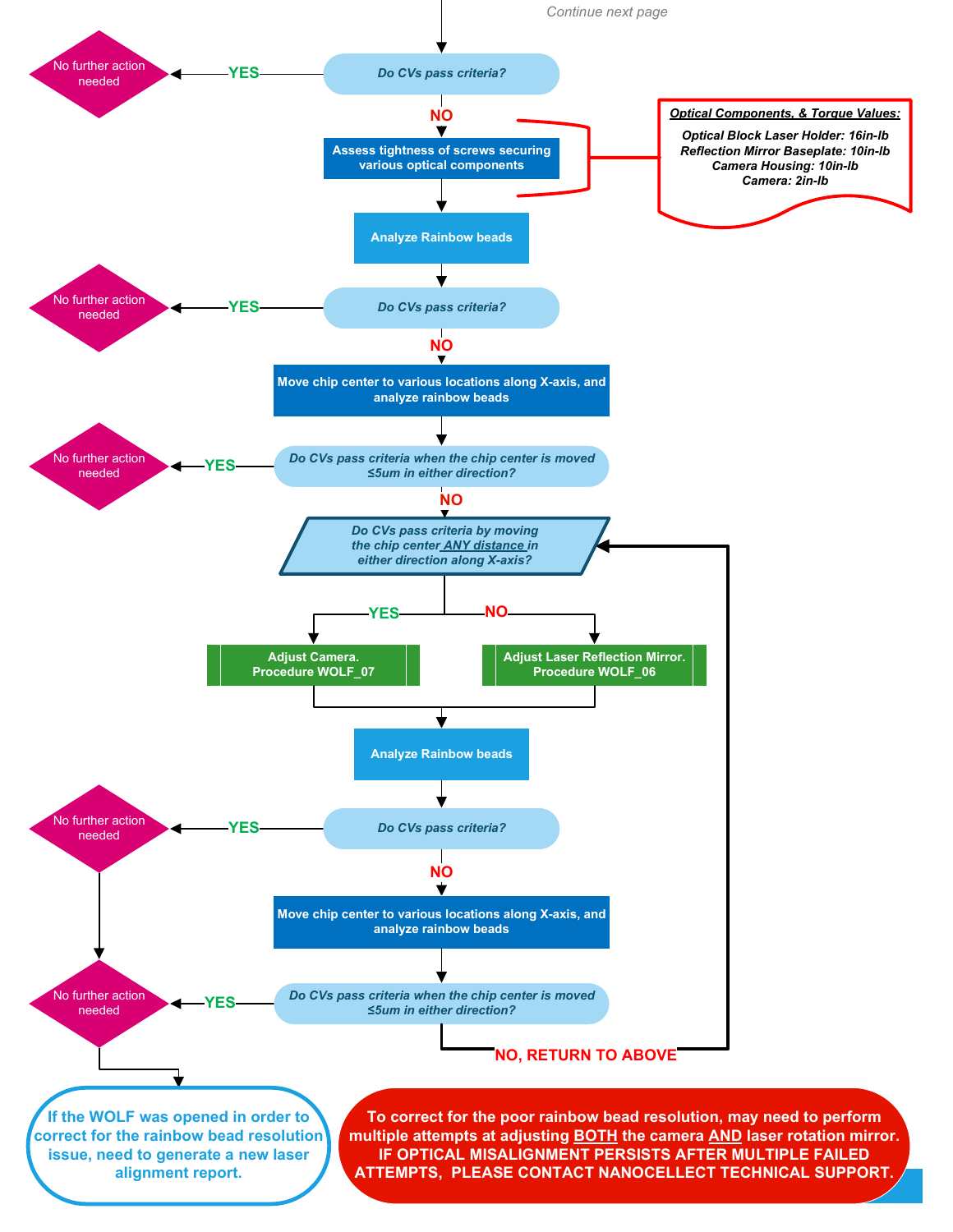Continue next page

Do CVs pass criteria?

YES → No further action needed

NO

Assess tightness of screws securing various optical components

**Optical Components, & Torque Values:**

- Optical Block Laser Holder: 16in-lb
- Reflection Mirror Baseplate: 10in-lb
- Camera Housing: 10in-lb
- Camera: 2in-lb

Analyze Rainbow beads

Do CVs pass criteria?

YES → No further action needed

NO

Move chip center to various locations along X-axis, and analyze rainbow beads

Do CVs pass criteria when the chip center is moved ≤5um in either direction?

YES → No further action needed

NO

Do CVs pass criteria by moving the chip center ANY distance in either direction along X-axis?

YES → Adjust Camera. Procedure WOLF_07

NO → Adjust Laser Reflection Mirror. Procedure WOLF_06

Analyze Rainbow beads

Do CVs pass criteria?

YES → No further action needed

NO

Move chip center to various locations along X-axis, and analyze rainbow beads

Do CVs pass criteria when the chip center is moved ≤5um in either direction?

YES → No further action needed

NO, RETURN TO ABOVE

If the WOLF was opened in order to correct for the rainbow bead resolution issue, need to generate a new laser alignment report.

To correct for the poor rainbow bead resolution, may need to perform multiple attempts at adjusting BOTH the camera AND laser rotation mirror. IF OPTICAL MISALIGNMENT PERSISTS AFTER MULTIPLE FAILED ATTEMPTS, PLEASE CONTACT NANOCELLECT TECHNICAL SUPPORT.